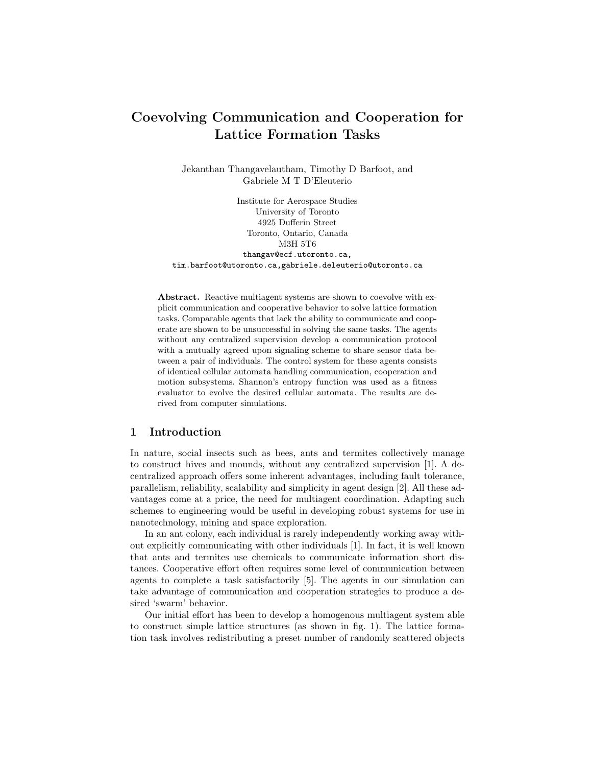# Coevolving Communication and Cooperation for Lattice Formation Tasks

Jekanthan Thangavelautham, Timothy D Barfoot, and Gabriele M T D'Eleuterio

Institute for Aerospace Studies  
University of Toronto  
4925 Dufferin Street  
Toronto, Ontario, Canada  
M3H 5T6  
thangav@ecf.utoronto.ca,  
tim.barfoot@utoronto.ca,gabriele.deleuterio@utoronto.ca

**Abstract.** Reactive multiagent systems are shown to coevolve with explicit communication and cooperative behavior to solve lattice formation tasks. Comparable agents that lack the ability to communicate and cooperate are shown to be unsuccessful in solving the same tasks. The agents without any centralized supervision develop a communication protocol with a mutually agreed upon signaling scheme to share sensor data between a pair of individuals. The control system for these agents consists of identical cellular automata handling communication, cooperation and motion subsystems. Shannon's entropy function was used as a fitness evaluator to evolve the desired cellular automata. The results are derived from computer simulations.

## 1 Introduction

In nature, social insects such as bees, ants and termites collectively manage to construct hives and mounds, without any centralized supervision [1]. A decentralized approach offers some inherent advantages, including fault tolerance, parallelism, reliability, scalability and simplicity in agent design [2]. All these advantages come at a price, the need for multiagent coordination. Adapting such schemes to engineering would be useful in developing robust systems for use in nanotechnology, mining and space exploration.

In an ant colony, each individual is rarely independently working away without explicitly communicating with other individuals [1]. In fact, it is well known that ants and termites use chemicals to communicate information short distances. Cooperative effort often requires some level of communication between agents to complete a task satisfactorily [5]. The agents in our simulation can take advantage of communication and cooperation strategies to produce a desired 'swarm' behavior.

Our initial effort has been to develop a homogenous multiagent system able to construct simple lattice structures (as shown in fig. 1). The lattice formation task involves redistributing a preset number of randomly scattered objects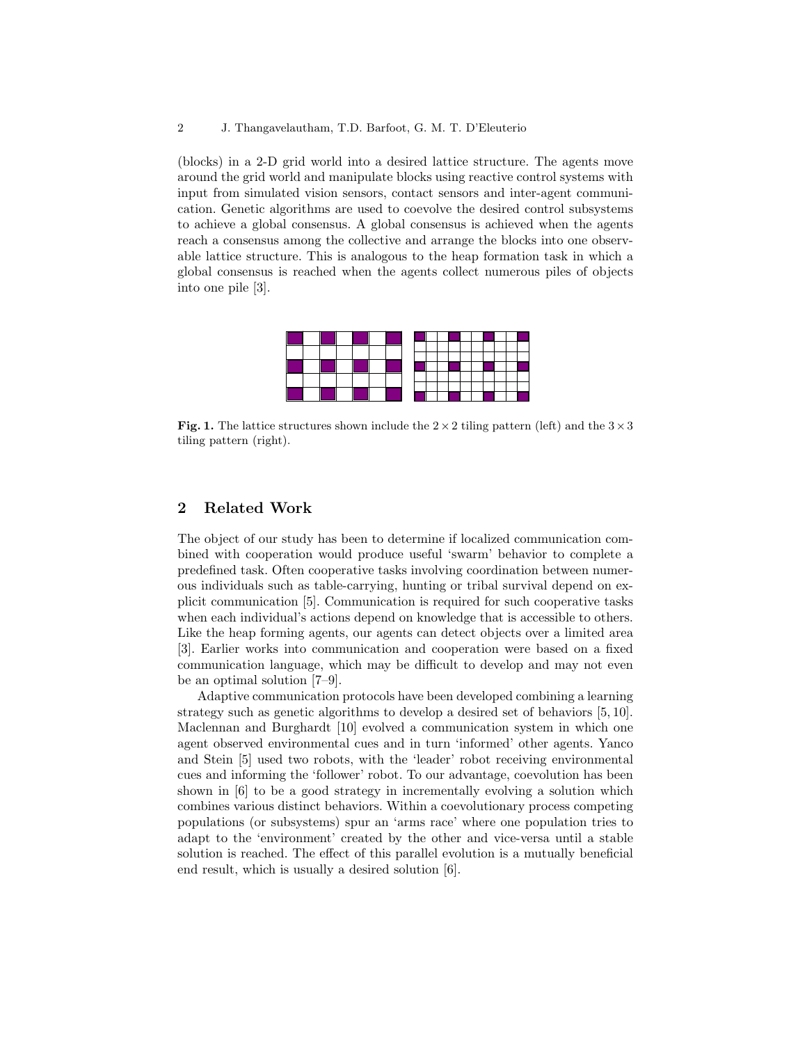(blocks) in a 2-D grid world into a desired lattice structure. The agents move around the grid world and manipulate blocks using reactive control systems with input from simulated vision sensors, contact sensors and inter-agent communication. Genetic algorithms are used to coevolve the desired control subsystems to achieve a global consensus. A global consensus is achieved when the agents reach a consensus among the collective and arrange the blocks into one observable lattice structure. This is analogous to the heap formation task in which a global consensus is reached when the agents collect numerous piles of objects into one pile [3].

**Fig. 1.** The lattice structures shown include the $2 \times 2$ tiling pattern (left) and the $3 \times 3$ tiling pattern (right).

## 2 Related Work

The object of our study has been to determine if localized communication combined with cooperation would produce useful 'swarm' behavior to complete a predefined task. Often cooperative tasks involving coordination between numerous individuals such as table-carrying, hunting or tribal survival depend on explicit communication [5]. Communication is required for such cooperative tasks when each individual's actions depend on knowledge that is accessible to others. Like the heap forming agents, our agents can detect objects over a limited area [3]. Earlier works into communication and cooperation were based on a fixed communication language, which may be difficult to develop and may not even be an optimal solution [7–9].

Adaptive communication protocols have been developed combining a learning strategy such as genetic algorithms to develop a desired set of behaviors [5, 10]. Maclennan and Burghardt [10] evolved a communication system in which one agent observed environmental cues and in turn 'informed' other agents. Yanco and Stein [5] used two robots, with the 'leader' robot receiving environmental cues and informing the 'follower' robot. To our advantage, coevolution has been shown in [6] to be a good strategy in incrementally evolving a solution which combines various distinct behaviors. Within a coevolutionary process competing populations (or subsystems) spur an 'arms race' where one population tries to adapt to the 'environment' created by the other and vice-versa until a stable solution is reached. The effect of this parallel evolution is a mutually beneficial end result, which is usually a desired solution [6].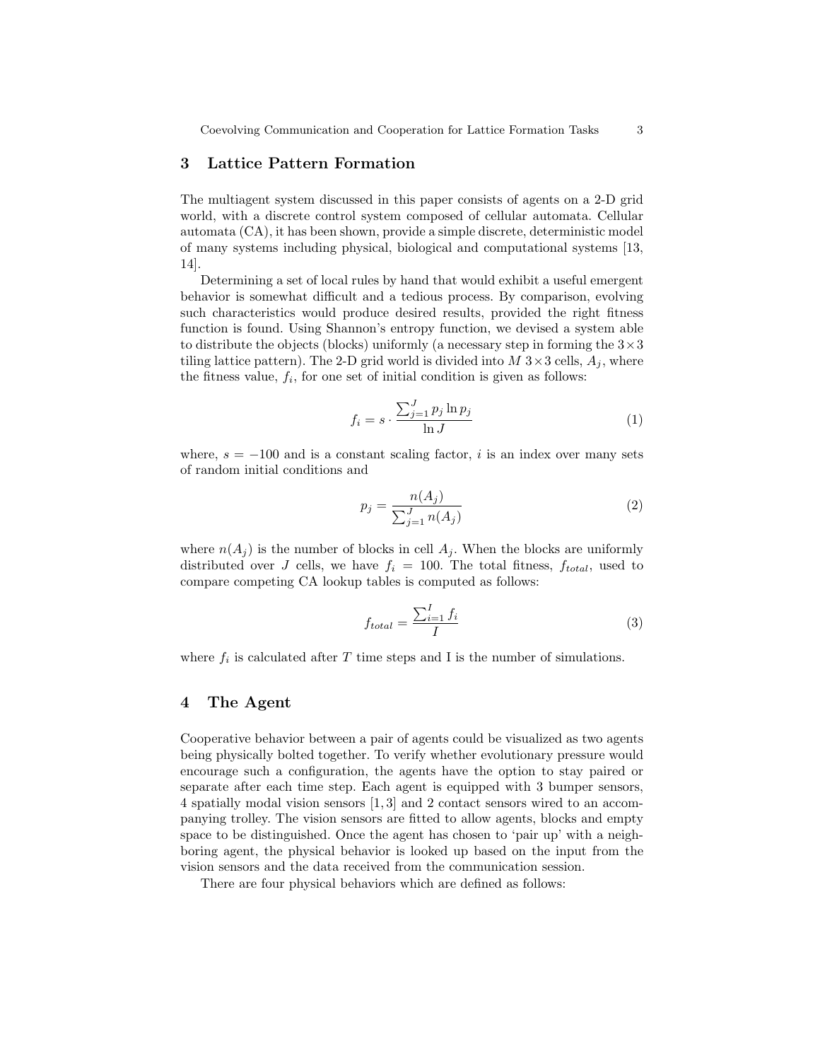## 3 Lattice Pattern Formation

The multiagent system discussed in this paper consists of agents on a 2-D grid world, with a discrete control system composed of cellular automata. Cellular automata (CA), it has been shown, provide a simple discrete, deterministic model of many systems including physical, biological and computational systems [13, 14].

Determining a set of local rules by hand that would exhibit a useful emergent behavior is somewhat difficult and a tedious process. By comparison, evolving such characteristics would produce desired results, provided the right fitness function is found. Using Shannon's entropy function, we devised a system able to distribute the objects (blocks) uniformly (a necessary step in forming the $3\times3$ tiling lattice pattern). The 2-D grid world is divided into $M$ $3\times3$ cells, $A_j$, where the fitness value, $f_i$, for one set of initial condition is given as follows:

$$f_i = s \cdot \frac{\sum_{j=1}^{J} p_j \ln p_j}{\ln J} \tag{1}$$

where, $s = -100$ and is a constant scaling factor, $i$ is an index over many sets of random initial conditions and

$$p_j = \frac{n(A_j)}{\sum_{j=1}^{J} n(A_j)} \tag{2}$$

where $n(A_j)$ is the number of blocks in cell $A_j$. When the blocks are uniformly distributed over $J$ cells, we have $f_i = 100$. The total fitness, $f_{total}$, used to compare competing CA lookup tables is computed as follows:

$$f_{total} = \frac{\sum_{i=1}^{I} f_i}{I} \tag{3}$$

where $f_i$ is calculated after $T$ time steps and I is the number of simulations.

## 4 The Agent

Cooperative behavior between a pair of agents could be visualized as two agents being physically bolted together. To verify whether evolutionary pressure would encourage such a configuration, the agents have the option to stay paired or separate after each time step. Each agent is equipped with 3 bumper sensors, 4 spatially modal vision sensors [1, 3] and 2 contact sensors wired to an accompanying trolley. The vision sensors are fitted to allow agents, blocks and empty space to be distinguished. Once the agent has chosen to 'pair up' with a neighboring agent, the physical behavior is looked up based on the input from the vision sensors and the data received from the communication session.

There are four physical behaviors which are defined as follows: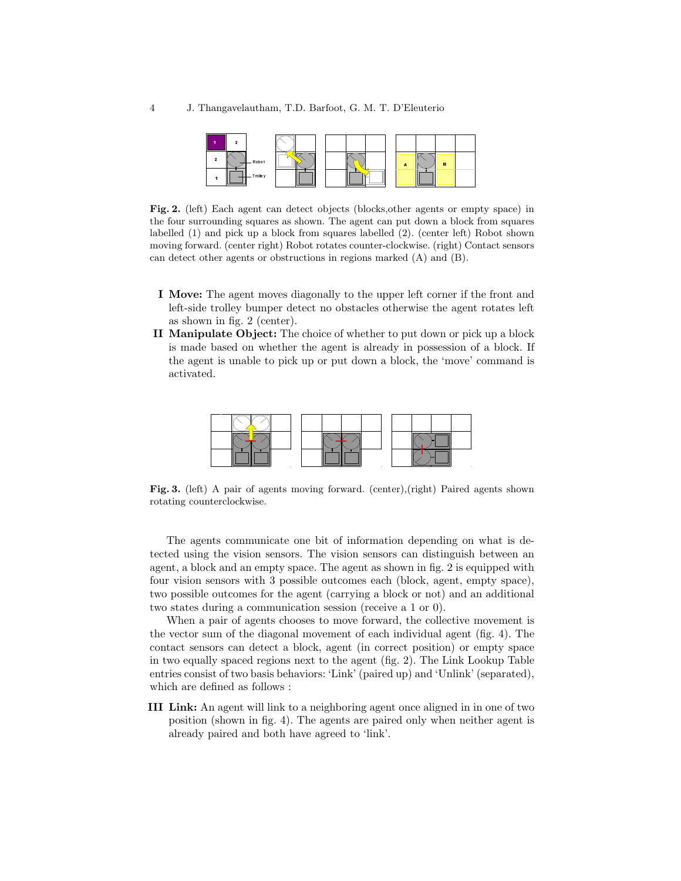**Fig. 2.** (left) Each agent can detect objects (blocks,other agents or empty space) in the four surrounding squares as shown. The agent can put down a block from squares labelled (1) and pick up a block from squares labelled (2). (center left) Robot shown moving forward. (center right) Robot rotates counter-clockwise. (right) Contact sensors can detect other agents or obstructions in regions marked (A) and (B).

**I Move:** The agent moves diagonally to the upper left corner if the front and left-side trolley bumper detect no obstacles otherwise the agent rotates left as shown in fig. 2 (center).

**II Manipulate Object:** The choice of whether to put down or pick up a block is made based on whether the agent is already in possession of a block. If the agent is unable to pick up or put down a block, the 'move' command is activated.

**Fig. 3.** (left) A pair of agents moving forward. (center),(right) Paired agents shown rotating counterclockwise.

The agents communicate one bit of information depending on what is detected using the vision sensors. The vision sensors can distinguish between an agent, a block and an empty space. The agent as shown in fig. 2 is equipped with four vision sensors with 3 possible outcomes each (block, agent, empty space), two possible outcomes for the agent (carrying a block or not) and an additional two states during a communication session (receive a 1 or 0).

When a pair of agents chooses to move forward, the collective movement is the vector sum of the diagonal movement of each individual agent (fig. 4). The contact sensors can detect a block, agent (in correct position) or empty space in two equally spaced regions next to the agent (fig. 2). The Link Lookup Table entries consist of two basis behaviors: 'Link' (paired up) and 'Unlink' (separated), which are defined as follows :

**III Link:** An agent will link to a neighboring agent once aligned in in one of two position (shown in fig. 4). The agents are paired only when neither agent is already paired and both have agreed to 'link'.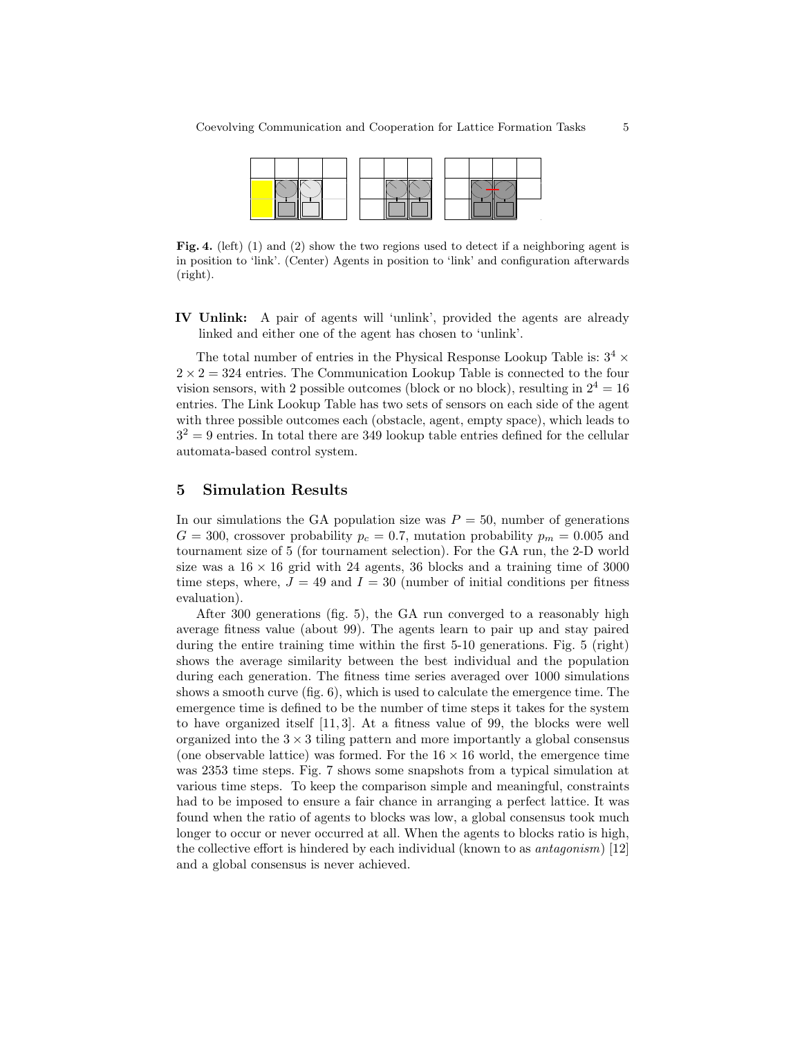**Fig. 4.** (left) (1) and (2) show the two regions used to detect if a neighboring agent is in position to 'link'. (Center) Agents in position to 'link' and configuration afterwards (right).

**IV Unlink:** A pair of agents will 'unlink', provided the agents are already linked and either one of the agent has chosen to 'unlink'.

The total number of entries in the Physical Response Lookup Table is: $3^4 \times 2 \times 2 = 324$ entries. The Communication Lookup Table is connected to the four vision sensors, with 2 possible outcomes (block or no block), resulting in $2^4 = 16$ entries. The Link Lookup Table has two sets of sensors on each side of the agent with three possible outcomes each (obstacle, agent, empty space), which leads to $3^2 = 9$ entries. In total there are 349 lookup table entries defined for the cellular automata-based control system.

## 5 Simulation Results

In our simulations the GA population size was $P = 50$, number of generations $G = 300$, crossover probability $p_c = 0.7$, mutation probability $p_m = 0.005$ and tournament size of 5 (for tournament selection). For the GA run, the 2-D world size was a $16 \times 16$ grid with 24 agents, 36 blocks and a training time of 3000 time steps, where, $J = 49$ and $I = 30$ (number of initial conditions per fitness evaluation).

After 300 generations (fig. 5), the GA run converged to a reasonably high average fitness value (about 99). The agents learn to pair up and stay paired during the entire training time within the first 5-10 generations. Fig. 5 (right) shows the average similarity between the best individual and the population during each generation. The fitness time series averaged over 1000 simulations shows a smooth curve (fig. 6), which is used to calculate the emergence time. The emergence time is defined to be the number of time steps it takes for the system to have organized itself [11, 3]. At a fitness value of 99, the blocks were well organized into the $3 \times 3$ tiling pattern and more importantly a global consensus (one observable lattice) was formed. For the $16 \times 16$ world, the emergence time was 2353 time steps. Fig. 7 shows some snapshots from a typical simulation at various time steps. To keep the comparison simple and meaningful, constraints had to be imposed to ensure a fair chance in arranging a perfect lattice. It was found when the ratio of agents to blocks was low, a global consensus took much longer to occur or never occurred at all. When the agents to blocks ratio is high, the collective effort is hindered by each individual (known to as *antagonism*) [12] and a global consensus is never achieved.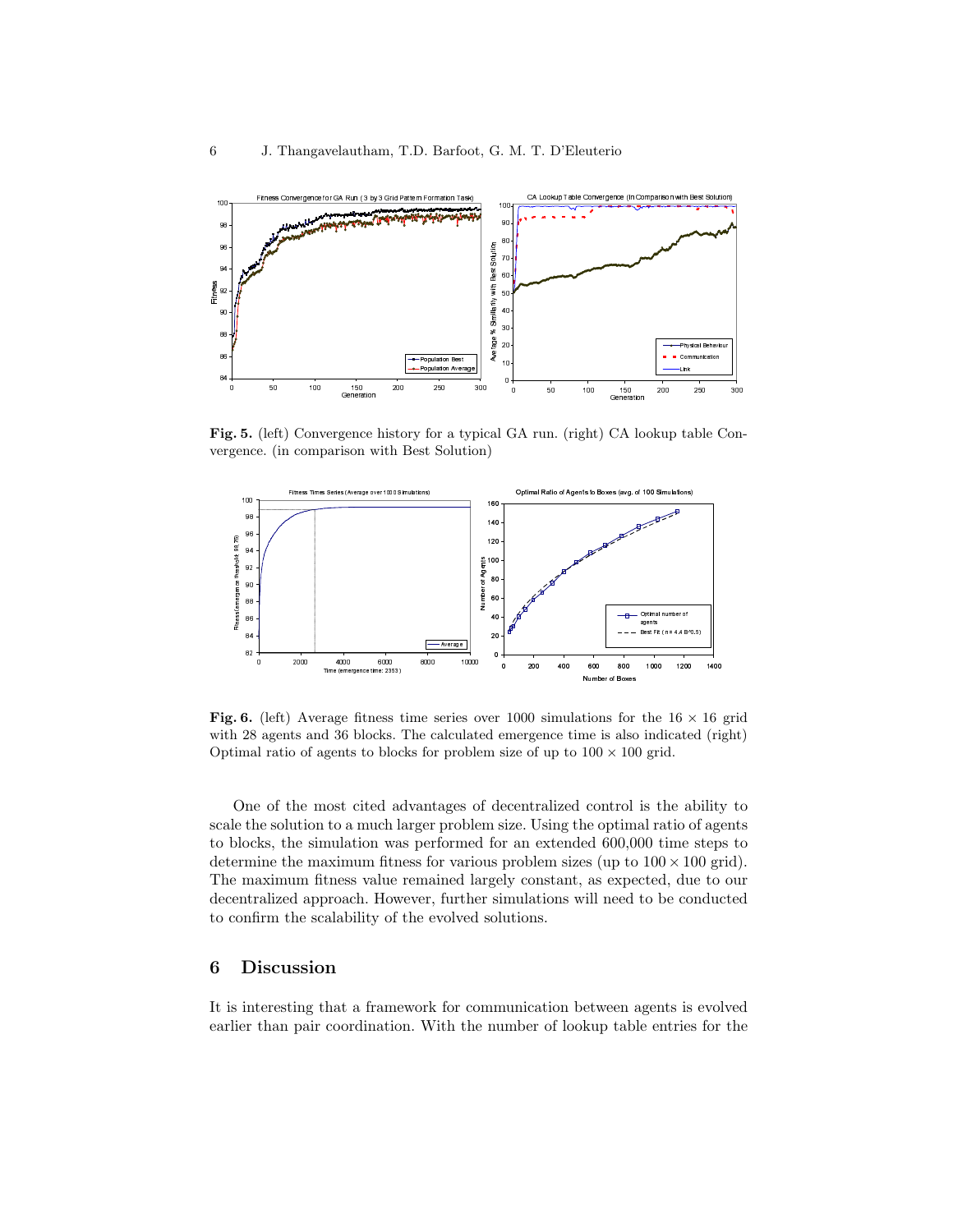**Fig. 5.** (left) Convergence history for a typical GA run. (right) CA lookup table Convergence. (in comparison with Best Solution)

**Fig. 6.** (left) Average fitness time series over 1000 simulations for the $16 \times 16$ grid with 28 agents and 36 blocks. The calculated emergence time is also indicated (right) Optimal ratio of agents to blocks for problem size of up to $100 \times 100$ grid.

One of the most cited advantages of decentralized control is the ability to scale the solution to a much larger problem size. Using the optimal ratio of agents to blocks, the simulation was performed for an extended 600,000 time steps to determine the maximum fitness for various problem sizes (up to $100 \times 100$ grid). The maximum fitness value remained largely constant, as expected, due to our decentralized approach. However, further simulations will need to be conducted to confirm the scalability of the evolved solutions.

## 6 Discussion

It is interesting that a framework for communication between agents is evolved earlier than pair coordination. With the number of lookup table entries for the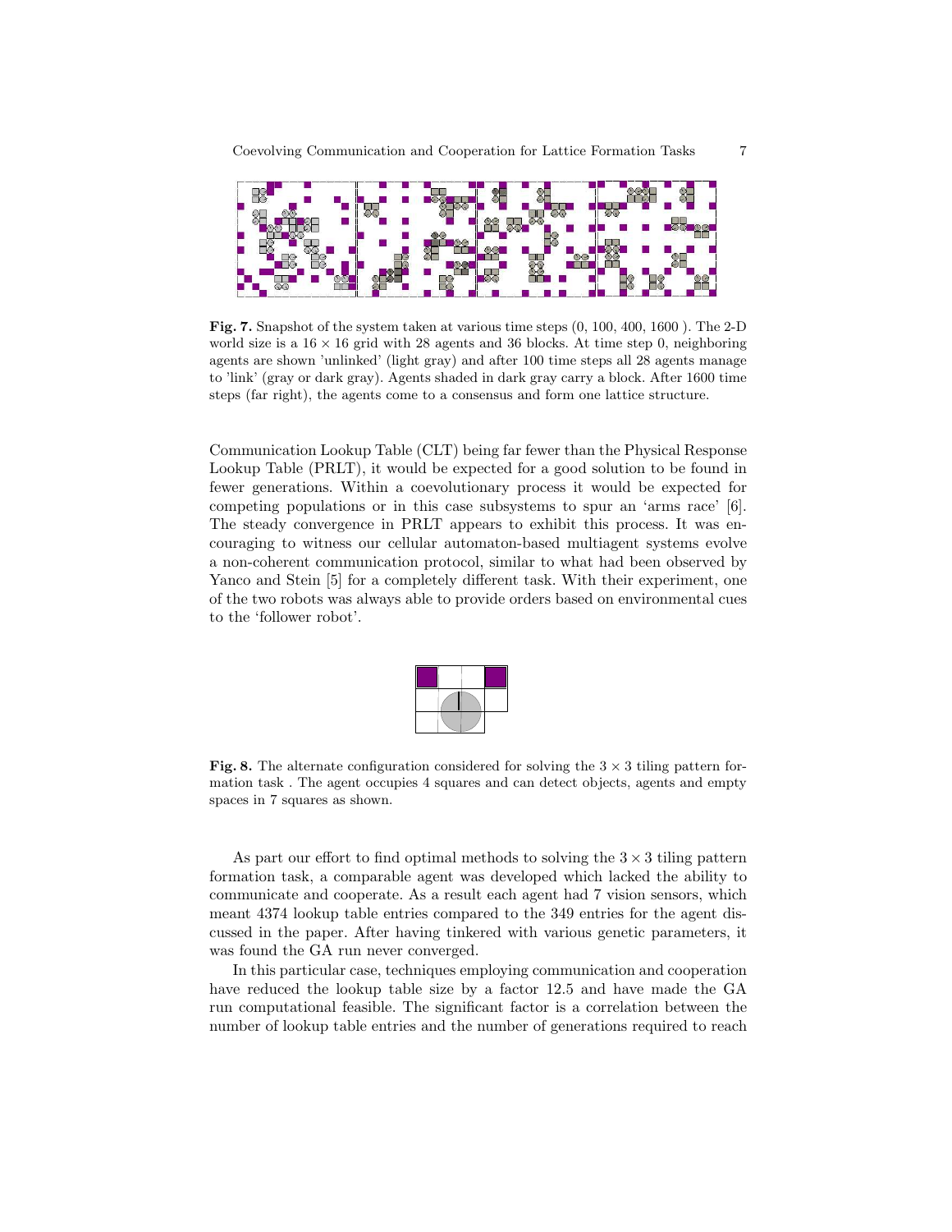**Fig. 7.** Snapshot of the system taken at various time steps (0, 100, 400, 1600 ). The 2-D world size is a $16 \times 16$ grid with 28 agents and 36 blocks. At time step 0, neighboring agents are shown 'unlinked' (light gray) and after 100 time steps all 28 agents manage to 'link' (gray or dark gray). Agents shaded in dark gray carry a block. After 1600 time steps (far right), the agents come to a consensus and form one lattice structure.

Communication Lookup Table (CLT) being far fewer than the Physical Response Lookup Table (PRLT), it would be expected for a good solution to be found in fewer generations. Within a coevolutionary process it would be expected for competing populations or in this case subsystems to spur an 'arms race' [6]. The steady convergence in PRLT appears to exhibit this process. It was encouraging to witness our cellular automaton-based multiagent systems evolve a non-coherent communication protocol, similar to what had been observed by Yanco and Stein [5] for a completely different task. With their experiment, one of the two robots was always able to provide orders based on environmental cues to the 'follower robot'.

**Fig. 8.** The alternate configuration considered for solving the $3 \times 3$ tiling pattern formation task . The agent occupies 4 squares and can detect objects, agents and empty spaces in 7 squares as shown.

As part our effort to find optimal methods to solving the $3 \times 3$ tiling pattern formation task, a comparable agent was developed which lacked the ability to communicate and cooperate. As a result each agent had 7 vision sensors, which meant 4374 lookup table entries compared to the 349 entries for the agent discussed in the paper. After having tinkered with various genetic parameters, it was found the GA run never converged.

In this particular case, techniques employing communication and cooperation have reduced the lookup table size by a factor 12.5 and have made the GA run computational feasible. The significant factor is a correlation between the number of lookup table entries and the number of generations required to reach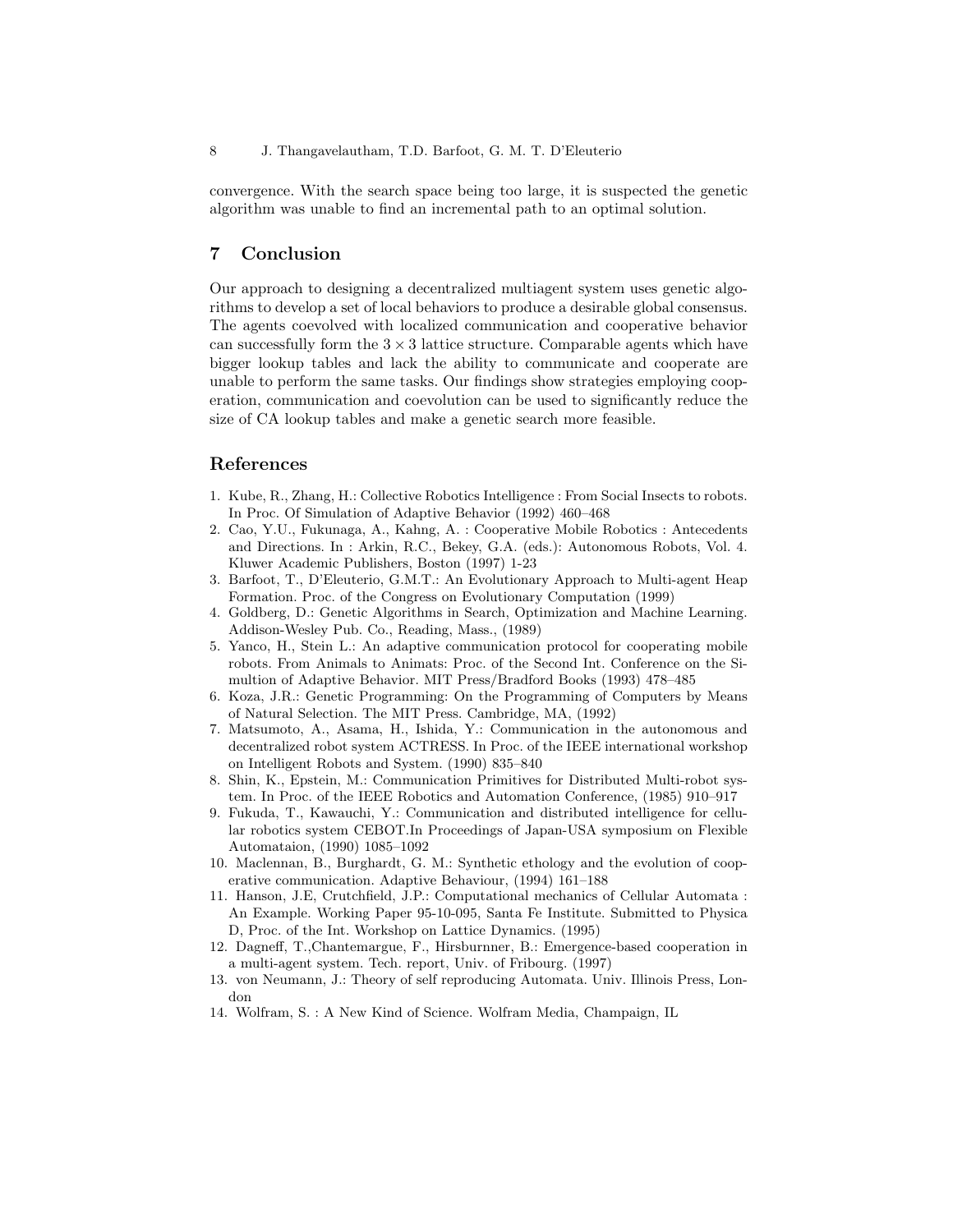convergence. With the search space being too large, it is suspected the genetic algorithm was unable to find an incremental path to an optimal solution.

## 7 Conclusion

Our approach to designing a decentralized multiagent system uses genetic algorithms to develop a set of local behaviors to produce a desirable global consensus. The agents coevolved with localized communication and cooperative behavior can successfully form the $3 \times 3$ lattice structure. Comparable agents which have bigger lookup tables and lack the ability to communicate and cooperate are unable to perform the same tasks. Our findings show strategies employing cooperation, communication and coevolution can be used to significantly reduce the size of CA lookup tables and make a genetic search more feasible.

## References

1. Kube, R., Zhang, H.: Collective Robotics Intelligence : From Social Insects to robots. In Proc. Of Simulation of Adaptive Behavior (1992) 460–468
2. Cao, Y.U., Fukunaga, A., Kahng, A. : Cooperative Mobile Robotics : Antecedents and Directions. In : Arkin, R.C., Bekey, G.A. (eds.): Autonomous Robots, Vol. 4. Kluwer Academic Publishers, Boston (1997) 1-23
3. Barfoot, T., D'Eleuterio, G.M.T.: An Evolutionary Approach to Multi-agent Heap Formation. Proc. of the Congress on Evolutionary Computation (1999)
4. Goldberg, D.: Genetic Algorithms in Search, Optimization and Machine Learning. Addison-Wesley Pub. Co., Reading, Mass., (1989)
5. Yanco, H., Stein L.: An adaptive communication protocol for cooperating mobile robots. From Animals to Animats: Proc. of the Second Int. Conference on the Simultion of Adaptive Behavior. MIT Press/Bradford Books (1993) 478–485
6. Koza, J.R.: Genetic Programming: On the Programming of Computers by Means of Natural Selection. The MIT Press. Cambridge, MA, (1992)
7. Matsumoto, A., Asama, H., Ishida, Y.: Communication in the autonomous and decentralized robot system ACTRESS. In Proc. of the IEEE international workshop on Intelligent Robots and System. (1990) 835–840
8. Shin, K., Epstein, M.: Communication Primitives for Distributed Multi-robot system. In Proc. of the IEEE Robotics and Automation Conference, (1985) 910–917
9. Fukuda, T., Kawauchi, Y.: Communication and distributed intelligence for cellular robotics system CEBOT.In Proceedings of Japan-USA symposium on Flexible Automataion, (1990) 1085–1092
10. Maclennan, B., Burghardt, G. M.: Synthetic ethology and the evolution of cooperative communication. Adaptive Behaviour, (1994) 161–188
11. Hanson, J.E, Crutchfield, J.P.: Computational mechanics of Cellular Automata : An Example. Working Paper 95-10-095, Santa Fe Institute. Submitted to Physica D, Proc. of the Int. Workshop on Lattice Dynamics. (1995)
12. Dagneff, T.,Chantemargue, F., Hirsburnner, B.: Emergence-based cooperation in a multi-agent system. Tech. report, Univ. of Fribourg. (1997)
13. von Neumann, J.: Theory of self reproducing Automata. Univ. Illinois Press, London
14. Wolfram, S. : A New Kind of Science. Wolfram Media, Champaign, IL